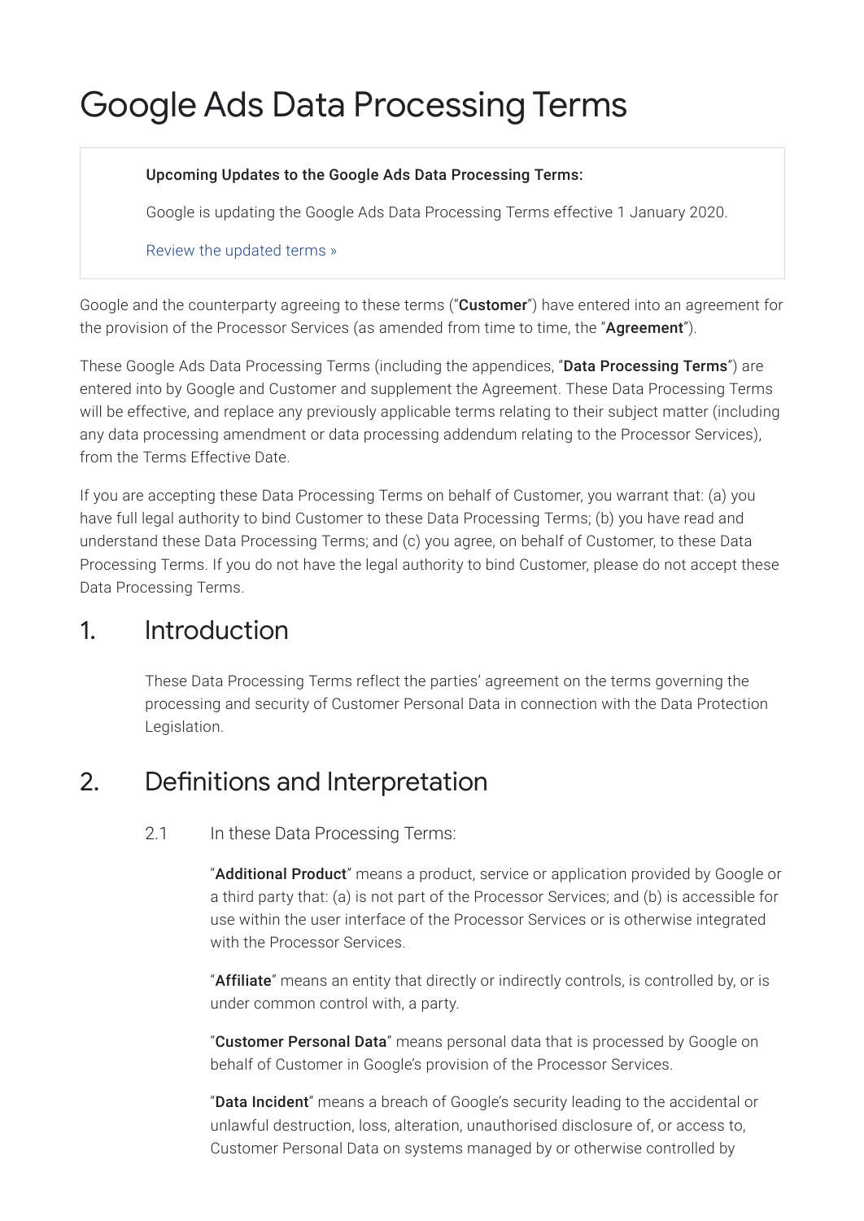# Google Ads Data Processing Terms

> **Upcoming Updates to the Google Ads Data Processing Terms:**
>
> Google is updating the Google Ads Data Processing Terms effective 1 January 2020.
>
> Review the updated terms »

Google and the counterparty agreeing to these terms ("**Customer**") have entered into an agreement for the provision of the Processor Services (as amended from time to time, the "**Agreement**").

These Google Ads Data Processing Terms (including the appendices, "**Data Processing Terms**") are entered into by Google and Customer and supplement the Agreement. These Data Processing Terms will be effective, and replace any previously applicable terms relating to their subject matter (including any data processing amendment or data processing addendum relating to the Processor Services), from the Terms Effective Date.

If you are accepting these Data Processing Terms on behalf of Customer, you warrant that: (a) you have full legal authority to bind Customer to these Data Processing Terms; (b) you have read and understand these Data Processing Terms; and (c) you agree, on behalf of Customer, to these Data Processing Terms. If you do not have the legal authority to bind Customer, please do not accept these Data Processing Terms.

## 1. Introduction

These Data Processing Terms reflect the parties' agreement on the terms governing the processing and security of Customer Personal Data in connection with the Data Protection Legislation.

## 2. Definitions and Interpretation

2.1 In these Data Processing Terms:

"**Additional Product**" means a product, service or application provided by Google or a third party that: (a) is not part of the Processor Services; and (b) is accessible for use within the user interface of the Processor Services or is otherwise integrated with the Processor Services.

"**Affiliate**" means an entity that directly or indirectly controls, is controlled by, or is under common control with, a party.

"**Customer Personal Data**" means personal data that is processed by Google on behalf of Customer in Google's provision of the Processor Services.

"**Data Incident**" means a breach of Google's security leading to the accidental or unlawful destruction, loss, alteration, unauthorised disclosure of, or access to, Customer Personal Data on systems managed by or otherwise controlled by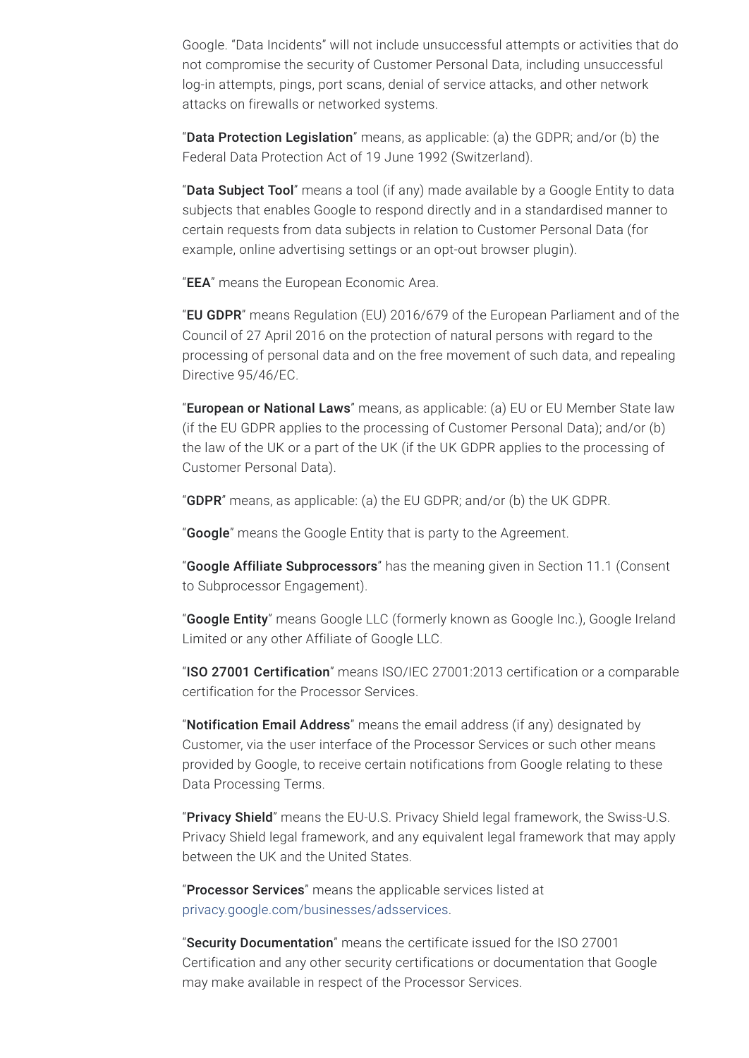Google. "Data Incidents" will not include unsuccessful attempts or activities that do not compromise the security of Customer Personal Data, including unsuccessful log-in attempts, pings, port scans, denial of service attacks, and other network attacks on firewalls or networked systems.

"**Data Protection Legislation**" means, as applicable: (a) the GDPR; and/or (b) the Federal Data Protection Act of 19 June 1992 (Switzerland).

"**Data Subject Tool**" means a tool (if any) made available by a Google Entity to data subjects that enables Google to respond directly and in a standardised manner to certain requests from data subjects in relation to Customer Personal Data (for example, online advertising settings or an opt-out browser plugin).

"**EEA**" means the European Economic Area.

"**EU GDPR**" means Regulation (EU) 2016/679 of the European Parliament and of the Council of 27 April 2016 on the protection of natural persons with regard to the processing of personal data and on the free movement of such data, and repealing Directive 95/46/EC.

"**European or National Laws**" means, as applicable: (a) EU or EU Member State law (if the EU GDPR applies to the processing of Customer Personal Data); and/or (b) the law of the UK or a part of the UK (if the UK GDPR applies to the processing of Customer Personal Data).

"**GDPR**" means, as applicable: (a) the EU GDPR; and/or (b) the UK GDPR.

"**Google**" means the Google Entity that is party to the Agreement.

"**Google Affiliate Subprocessors**" has the meaning given in Section 11.1 (Consent to Subprocessor Engagement).

"**Google Entity**" means Google LLC (formerly known as Google Inc.), Google Ireland Limited or any other Affiliate of Google LLC.

"**ISO 27001 Certification**" means ISO/IEC 27001:2013 certification or a comparable certification for the Processor Services.

"**Notification Email Address**" means the email address (if any) designated by Customer, via the user interface of the Processor Services or such other means provided by Google, to receive certain notifications from Google relating to these Data Processing Terms.

"**Privacy Shield**" means the EU-U.S. Privacy Shield legal framework, the Swiss-U.S. Privacy Shield legal framework, and any equivalent legal framework that may apply between the UK and the United States.

"**Processor Services**" means the applicable services listed at privacy.google.com/businesses/adsservices.

"**Security Documentation**" means the certificate issued for the ISO 27001 Certification and any other security certifications or documentation that Google may make available in respect of the Processor Services.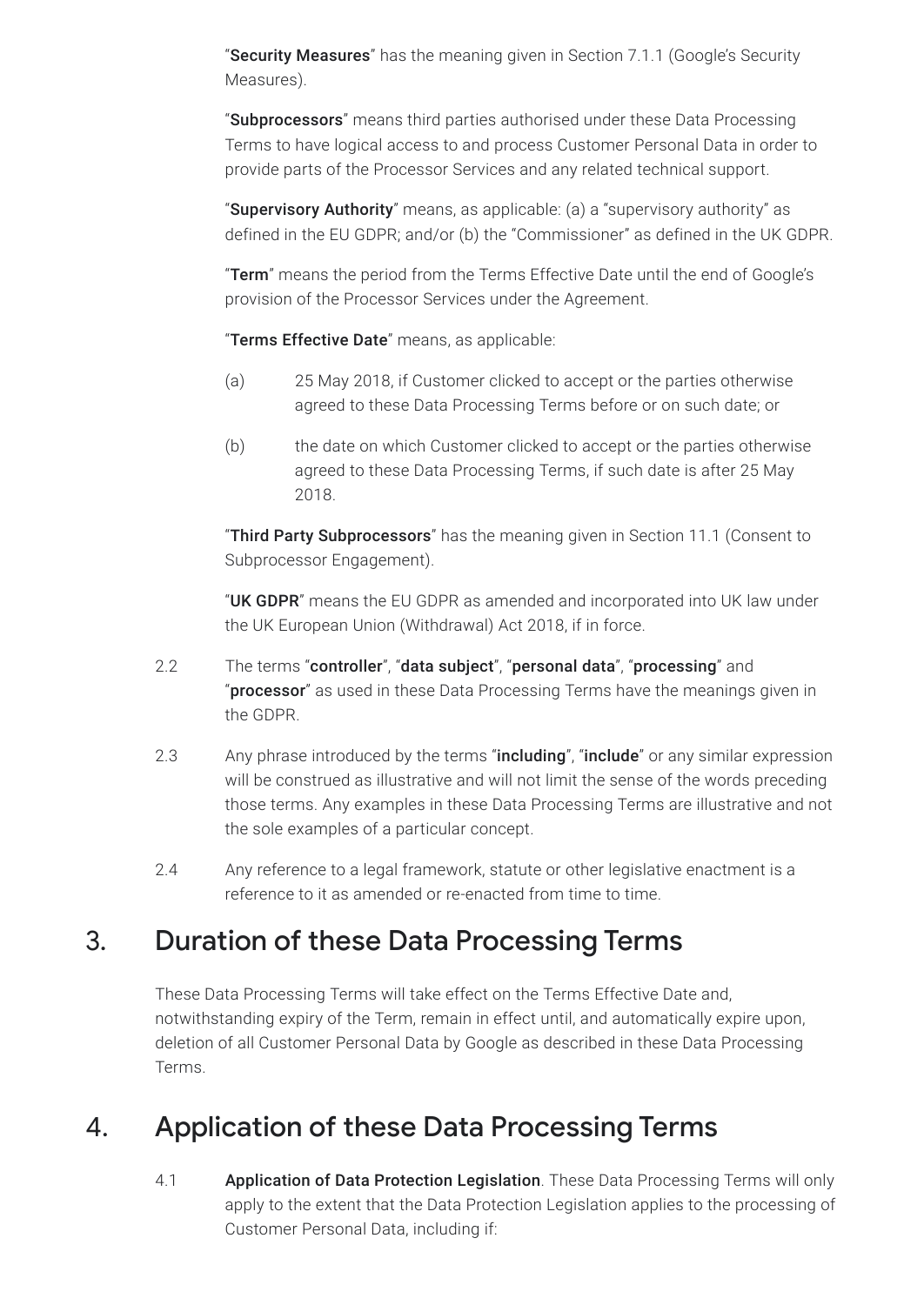"**Security Measures**" has the meaning given in Section 7.1.1 (Google's Security Measures).

"**Subprocessors**" means third parties authorised under these Data Processing Terms to have logical access to and process Customer Personal Data in order to provide parts of the Processor Services and any related technical support.

"**Supervisory Authority**" means, as applicable: (a) a "supervisory authority" as defined in the EU GDPR; and/or (b) the "Commissioner" as defined in the UK GDPR.

"**Term**" means the period from the Terms Effective Date until the end of Google's provision of the Processor Services under the Agreement.

"**Terms Effective Date**" means, as applicable:

(a) 25 May 2018, if Customer clicked to accept or the parties otherwise agreed to these Data Processing Terms before or on such date; or

(b) the date on which Customer clicked to accept or the parties otherwise agreed to these Data Processing Terms, if such date is after 25 May 2018.

"**Third Party Subprocessors**" has the meaning given in Section 11.1 (Consent to Subprocessor Engagement).

"**UK GDPR**" means the EU GDPR as amended and incorporated into UK law under the UK European Union (Withdrawal) Act 2018, if in force.

2.2 The terms "**controller**", "**data subject**", "**personal data**", "**processing**" and "**processor**" as used in these Data Processing Terms have the meanings given in the GDPR.

2.3 Any phrase introduced by the terms "**including**", "**include**" or any similar expression will be construed as illustrative and will not limit the sense of the words preceding those terms. Any examples in these Data Processing Terms are illustrative and not the sole examples of a particular concept.

2.4 Any reference to a legal framework, statute or other legislative enactment is a reference to it as amended or re-enacted from time to time.

## 3. Duration of these Data Processing Terms

These Data Processing Terms will take effect on the Terms Effective Date and, notwithstanding expiry of the Term, remain in effect until, and automatically expire upon, deletion of all Customer Personal Data by Google as described in these Data Processing Terms.

## 4. Application of these Data Processing Terms

4.1 **Application of Data Protection Legislation**. These Data Processing Terms will only apply to the extent that the Data Protection Legislation applies to the processing of Customer Personal Data, including if: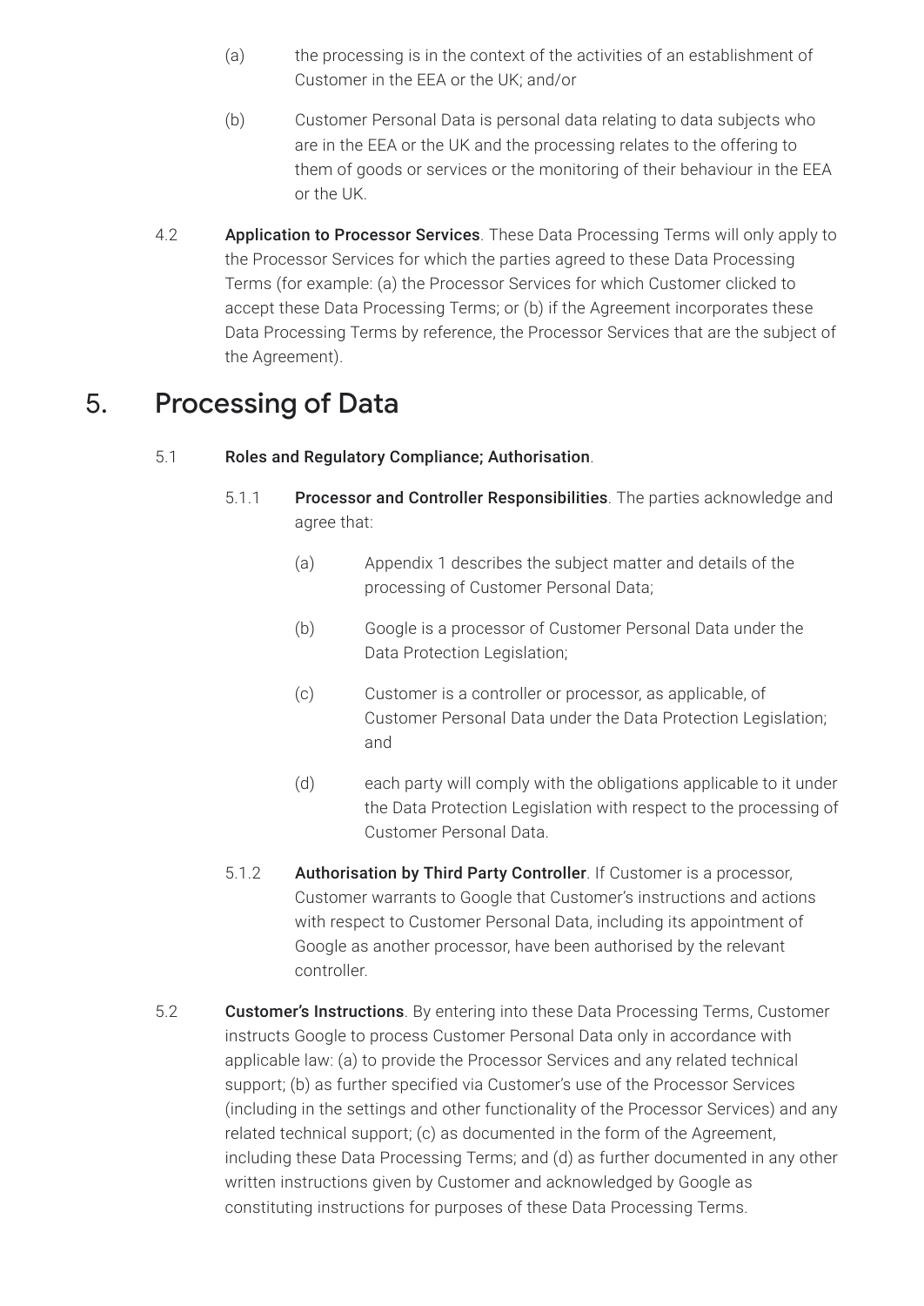(a) the processing is in the context of the activities of an establishment of Customer in the EEA or the UK; and/or

(b) Customer Personal Data is personal data relating to data subjects who are in the EEA or the UK and the processing relates to the offering to them of goods or services or the monitoring of their behaviour in the EEA or the UK.

4.2 **Application to Processor Services**. These Data Processing Terms will only apply to the Processor Services for which the parties agreed to these Data Processing Terms (for example: (a) the Processor Services for which Customer clicked to accept these Data Processing Terms; or (b) if the Agreement incorporates these Data Processing Terms by reference, the Processor Services that are the subject of the Agreement).

## 5. Processing of Data

5.1 **Roles and Regulatory Compliance; Authorisation**.

5.1.1 **Processor and Controller Responsibilities**. The parties acknowledge and agree that:

(a) Appendix 1 describes the subject matter and details of the processing of Customer Personal Data;

(b) Google is a processor of Customer Personal Data under the Data Protection Legislation;

(c) Customer is a controller or processor, as applicable, of Customer Personal Data under the Data Protection Legislation; and

(d) each party will comply with the obligations applicable to it under the Data Protection Legislation with respect to the processing of Customer Personal Data.

5.1.2 **Authorisation by Third Party Controller**. If Customer is a processor, Customer warrants to Google that Customer's instructions and actions with respect to Customer Personal Data, including its appointment of Google as another processor, have been authorised by the relevant controller.

5.2 **Customer's Instructions**. By entering into these Data Processing Terms, Customer instructs Google to process Customer Personal Data only in accordance with applicable law: (a) to provide the Processor Services and any related technical support; (b) as further specified via Customer's use of the Processor Services (including in the settings and other functionality of the Processor Services) and any related technical support; (c) as documented in the form of the Agreement, including these Data Processing Terms; and (d) as further documented in any other written instructions given by Customer and acknowledged by Google as constituting instructions for purposes of these Data Processing Terms.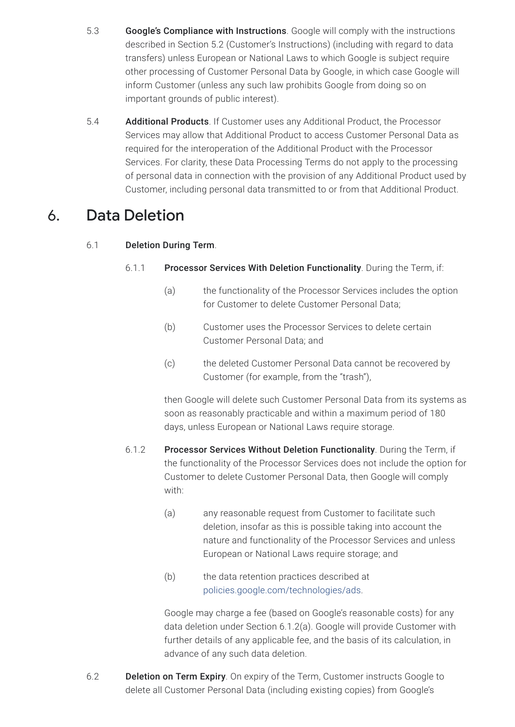5.3 **Google's Compliance with Instructions**. Google will comply with the instructions described in Section 5.2 (Customer's Instructions) (including with regard to data transfers) unless European or National Laws to which Google is subject require other processing of Customer Personal Data by Google, in which case Google will inform Customer (unless any such law prohibits Google from doing so on important grounds of public interest).

5.4 **Additional Products**. If Customer uses any Additional Product, the Processor Services may allow that Additional Product to access Customer Personal Data as required for the interoperation of the Additional Product with the Processor Services. For clarity, these Data Processing Terms do not apply to the processing of personal data in connection with the provision of any Additional Product used by Customer, including personal data transmitted to or from that Additional Product.

## 6. Data Deletion

6.1 **Deletion During Term**.

6.1.1 **Processor Services With Deletion Functionality**. During the Term, if:

(a) the functionality of the Processor Services includes the option for Customer to delete Customer Personal Data;

(b) Customer uses the Processor Services to delete certain Customer Personal Data; and

(c) the deleted Customer Personal Data cannot be recovered by Customer (for example, from the "trash"),

then Google will delete such Customer Personal Data from its systems as soon as reasonably practicable and within a maximum period of 180 days, unless European or National Laws require storage.

6.1.2 **Processor Services Without Deletion Functionality**. During the Term, if the functionality of the Processor Services does not include the option for Customer to delete Customer Personal Data, then Google will comply with:

(a) any reasonable request from Customer to facilitate such deletion, insofar as this is possible taking into account the nature and functionality of the Processor Services and unless European or National Laws require storage; and

(b) the data retention practices described at policies.google.com/technologies/ads.

Google may charge a fee (based on Google's reasonable costs) for any data deletion under Section 6.1.2(a). Google will provide Customer with further details of any applicable fee, and the basis of its calculation, in advance of any such data deletion.

6.2 **Deletion on Term Expiry**. On expiry of the Term, Customer instructs Google to delete all Customer Personal Data (including existing copies) from Google's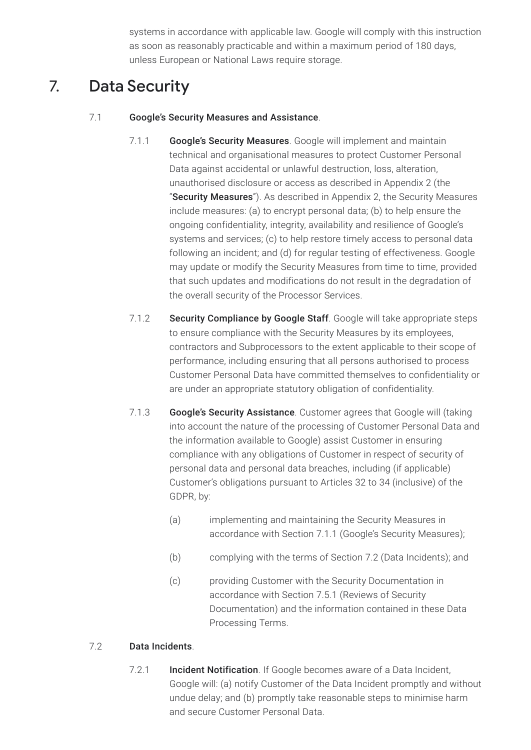systems in accordance with applicable law. Google will comply with this instruction as soon as reasonably practicable and within a maximum period of 180 days, unless European or National Laws require storage.

# 7. Data Security

7.1 **Google's Security Measures and Assistance**.

7.1.1 **Google's Security Measures**. Google will implement and maintain technical and organisational measures to protect Customer Personal Data against accidental or unlawful destruction, loss, alteration, unauthorised disclosure or access as described in Appendix 2 (the "**Security Measures**"). As described in Appendix 2, the Security Measures include measures: (a) to encrypt personal data; (b) to help ensure the ongoing confidentiality, integrity, availability and resilience of Google's systems and services; (c) to help restore timely access to personal data following an incident; and (d) for regular testing of effectiveness. Google may update or modify the Security Measures from time to time, provided that such updates and modifications do not result in the degradation of the overall security of the Processor Services.

7.1.2 **Security Compliance by Google Staff**. Google will take appropriate steps to ensure compliance with the Security Measures by its employees, contractors and Subprocessors to the extent applicable to their scope of performance, including ensuring that all persons authorised to process Customer Personal Data have committed themselves to confidentiality or are under an appropriate statutory obligation of confidentiality.

7.1.3 **Google's Security Assistance**. Customer agrees that Google will (taking into account the nature of the processing of Customer Personal Data and the information available to Google) assist Customer in ensuring compliance with any obligations of Customer in respect of security of personal data and personal data breaches, including (if applicable) Customer's obligations pursuant to Articles 32 to 34 (inclusive) of the GDPR, by:

(a) implementing and maintaining the Security Measures in accordance with Section 7.1.1 (Google's Security Measures);

(b) complying with the terms of Section 7.2 (Data Incidents); and

(c) providing Customer with the Security Documentation in accordance with Section 7.5.1 (Reviews of Security Documentation) and the information contained in these Data Processing Terms.

7.2 **Data Incidents**.

7.2.1 **Incident Notification**. If Google becomes aware of a Data Incident, Google will: (a) notify Customer of the Data Incident promptly and without undue delay; and (b) promptly take reasonable steps to minimise harm and secure Customer Personal Data.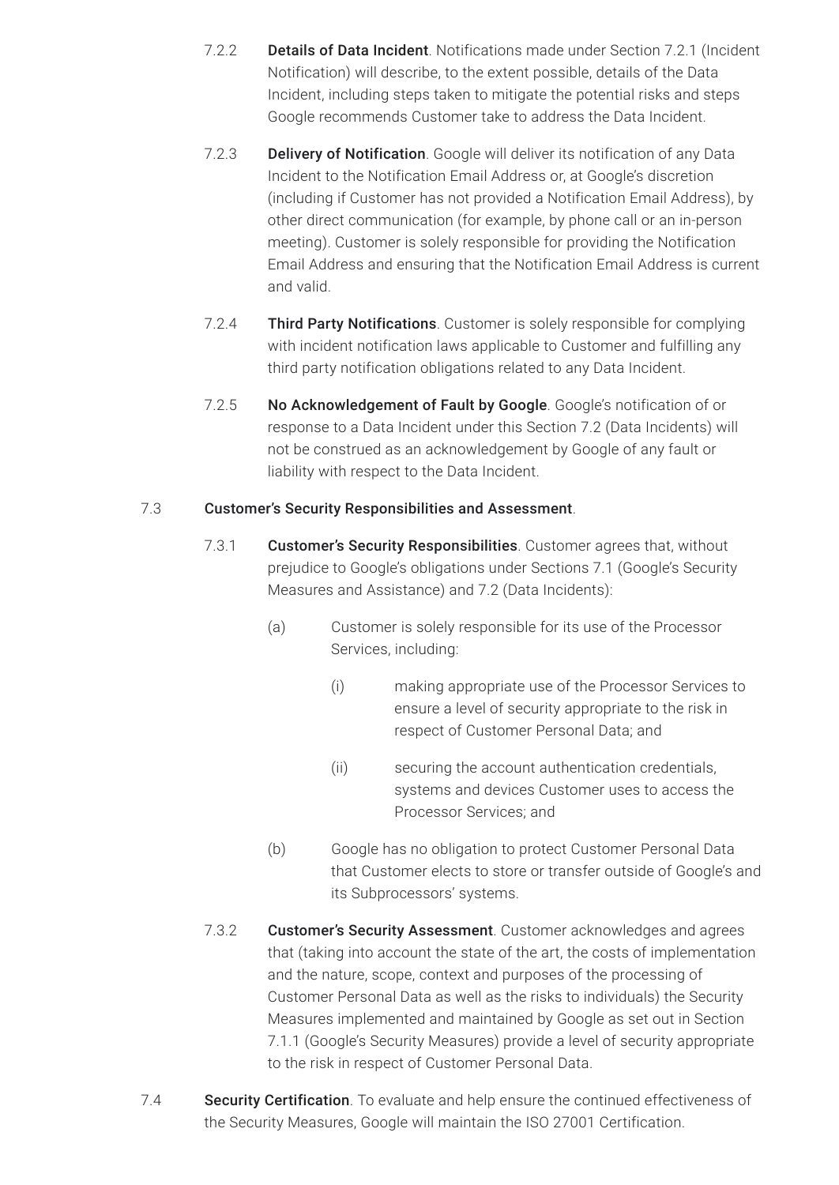7.2.2 **Details of Data Incident**. Notifications made under Section 7.2.1 (Incident Notification) will describe, to the extent possible, details of the Data Incident, including steps taken to mitigate the potential risks and steps Google recommends Customer take to address the Data Incident.

7.2.3 **Delivery of Notification**. Google will deliver its notification of any Data Incident to the Notification Email Address or, at Google's discretion (including if Customer has not provided a Notification Email Address), by other direct communication (for example, by phone call or an in-person meeting). Customer is solely responsible for providing the Notification Email Address and ensuring that the Notification Email Address is current and valid.

7.2.4 **Third Party Notifications**. Customer is solely responsible for complying with incident notification laws applicable to Customer and fulfilling any third party notification obligations related to any Data Incident.

7.2.5 **No Acknowledgement of Fault by Google**. Google's notification of or response to a Data Incident under this Section 7.2 (Data Incidents) will not be construed as an acknowledgement by Google of any fault or liability with respect to the Data Incident.

7.3 **Customer's Security Responsibilities and Assessment**.

7.3.1 **Customer's Security Responsibilities**. Customer agrees that, without prejudice to Google's obligations under Sections 7.1 (Google's Security Measures and Assistance) and 7.2 (Data Incidents):

(a) Customer is solely responsible for its use of the Processor Services, including:

(i) making appropriate use of the Processor Services to ensure a level of security appropriate to the risk in respect of Customer Personal Data; and

(ii) securing the account authentication credentials, systems and devices Customer uses to access the Processor Services; and

(b) Google has no obligation to protect Customer Personal Data that Customer elects to store or transfer outside of Google's and its Subprocessors' systems.

7.3.2 **Customer's Security Assessment**. Customer acknowledges and agrees that (taking into account the state of the art, the costs of implementation and the nature, scope, context and purposes of the processing of Customer Personal Data as well as the risks to individuals) the Security Measures implemented and maintained by Google as set out in Section 7.1.1 (Google's Security Measures) provide a level of security appropriate to the risk in respect of Customer Personal Data.

7.4 **Security Certification**. To evaluate and help ensure the continued effectiveness of the Security Measures, Google will maintain the ISO 27001 Certification.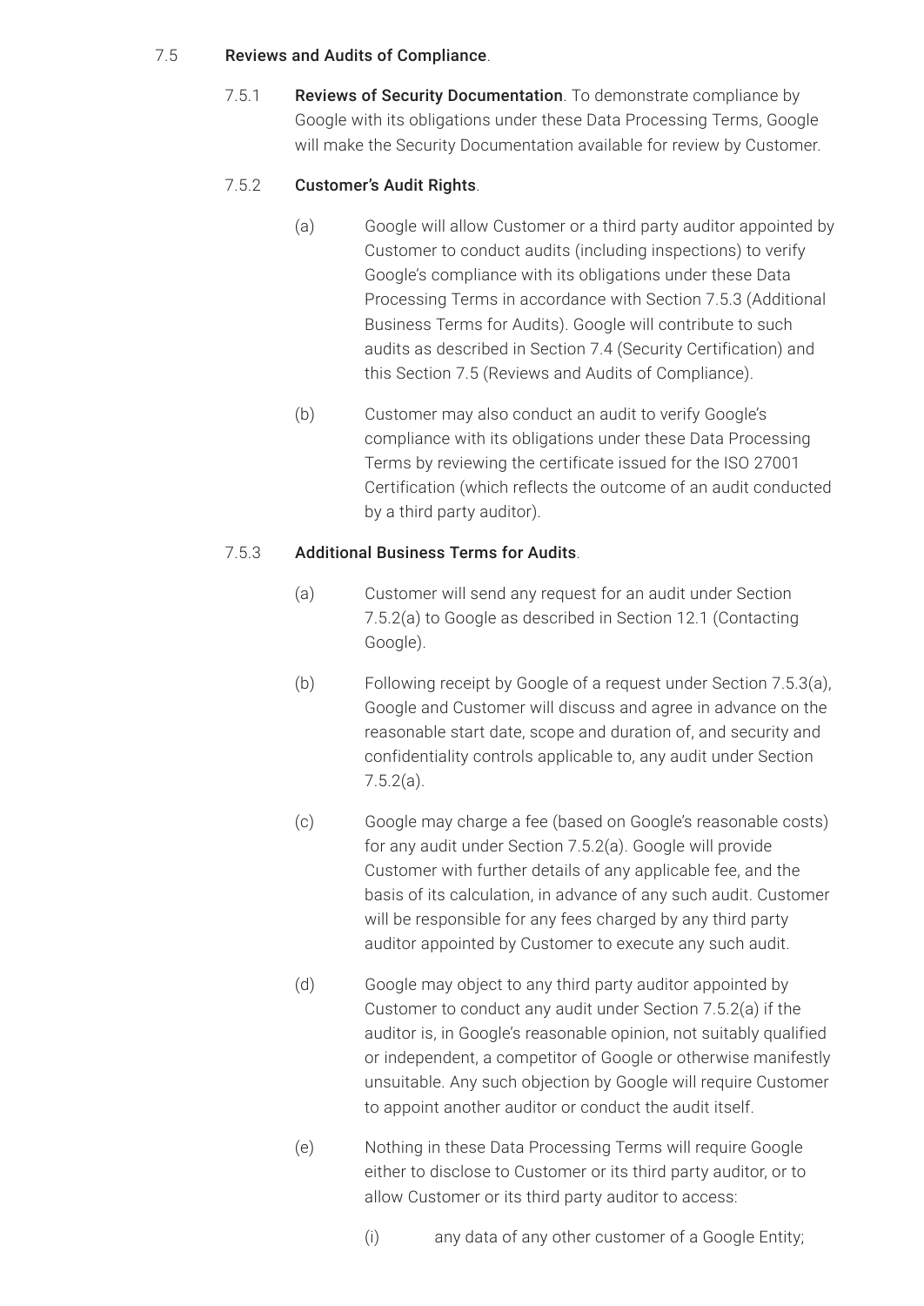7.5 **Reviews and Audits of Compliance**.

7.5.1 **Reviews of Security Documentation**. To demonstrate compliance by Google with its obligations under these Data Processing Terms, Google will make the Security Documentation available for review by Customer.

7.5.2 **Customer's Audit Rights**.

(a) Google will allow Customer or a third party auditor appointed by Customer to conduct audits (including inspections) to verify Google's compliance with its obligations under these Data Processing Terms in accordance with Section 7.5.3 (Additional Business Terms for Audits). Google will contribute to such audits as described in Section 7.4 (Security Certification) and this Section 7.5 (Reviews and Audits of Compliance).

(b) Customer may also conduct an audit to verify Google's compliance with its obligations under these Data Processing Terms by reviewing the certificate issued for the ISO 27001 Certification (which reflects the outcome of an audit conducted by a third party auditor).

7.5.3 **Additional Business Terms for Audits**.

(a) Customer will send any request for an audit under Section 7.5.2(a) to Google as described in Section 12.1 (Contacting Google).

(b) Following receipt by Google of a request under Section 7.5.3(a), Google and Customer will discuss and agree in advance on the reasonable start date, scope and duration of, and security and confidentiality controls applicable to, any audit under Section 7.5.2(a).

(c) Google may charge a fee (based on Google's reasonable costs) for any audit under Section 7.5.2(a). Google will provide Customer with further details of any applicable fee, and the basis of its calculation, in advance of any such audit. Customer will be responsible for any fees charged by any third party auditor appointed by Customer to execute any such audit.

(d) Google may object to any third party auditor appointed by Customer to conduct any audit under Section 7.5.2(a) if the auditor is, in Google's reasonable opinion, not suitably qualified or independent, a competitor of Google or otherwise manifestly unsuitable. Any such objection by Google will require Customer to appoint another auditor or conduct the audit itself.

(e) Nothing in these Data Processing Terms will require Google either to disclose to Customer or its third party auditor, or to allow Customer or its third party auditor to access:

(i) any data of any other customer of a Google Entity;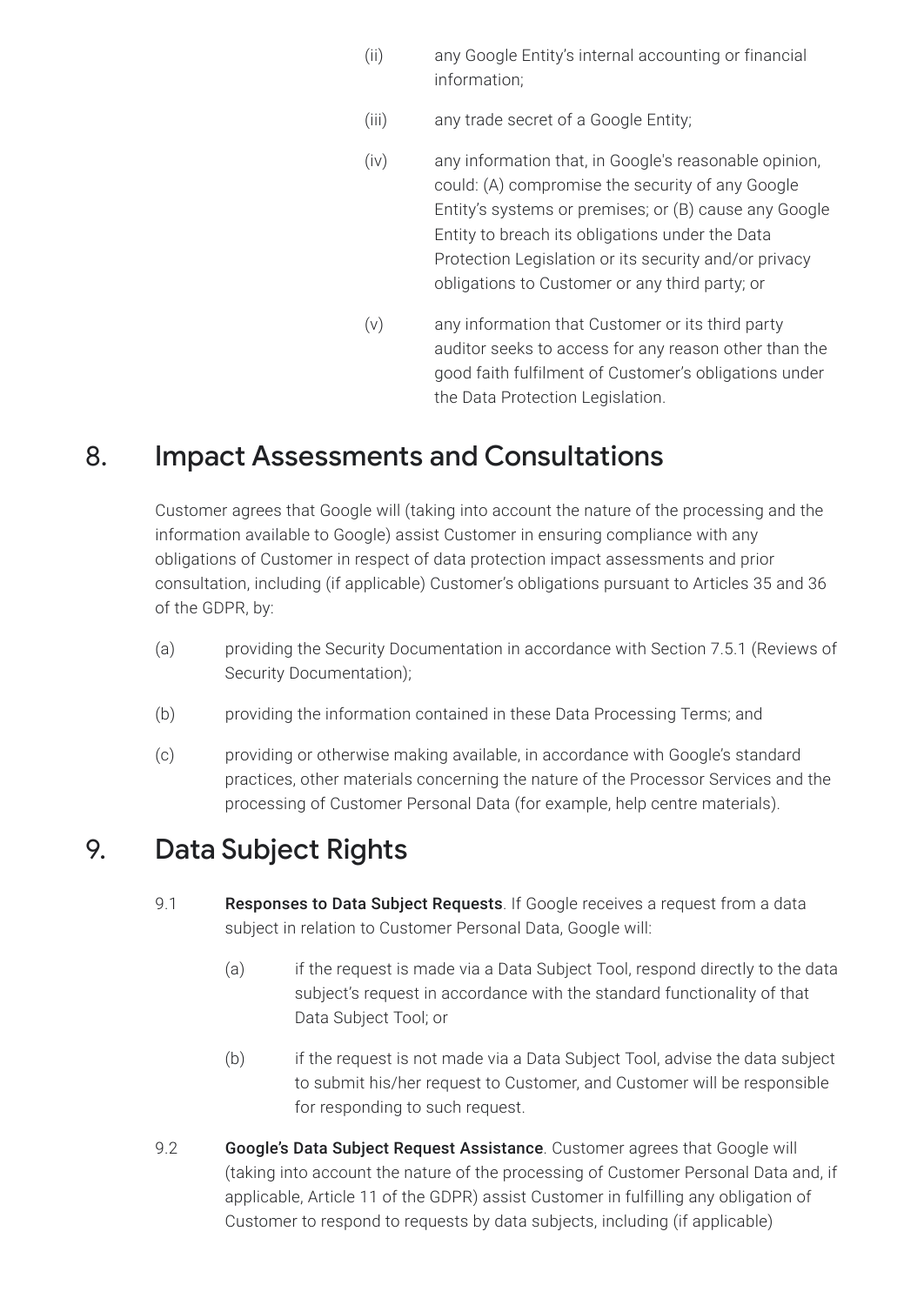(ii) any Google Entity's internal accounting or financial information;

(iii) any trade secret of a Google Entity;

(iv) any information that, in Google's reasonable opinion, could: (A) compromise the security of any Google Entity's systems or premises; or (B) cause any Google Entity to breach its obligations under the Data Protection Legislation or its security and/or privacy obligations to Customer or any third party; or

(v) any information that Customer or its third party auditor seeks to access for any reason other than the good faith fulfilment of Customer's obligations under the Data Protection Legislation.

## 8. Impact Assessments and Consultations

Customer agrees that Google will (taking into account the nature of the processing and the information available to Google) assist Customer in ensuring compliance with any obligations of Customer in respect of data protection impact assessments and prior consultation, including (if applicable) Customer's obligations pursuant to Articles 35 and 36 of the GDPR, by:

(a) providing the Security Documentation in accordance with Section 7.5.1 (Reviews of Security Documentation);

(b) providing the information contained in these Data Processing Terms; and

(c) providing or otherwise making available, in accordance with Google's standard practices, other materials concerning the nature of the Processor Services and the processing of Customer Personal Data (for example, help centre materials).

## 9. Data Subject Rights

9.1 **Responses to Data Subject Requests**. If Google receives a request from a data subject in relation to Customer Personal Data, Google will:

(a) if the request is made via a Data Subject Tool, respond directly to the data subject's request in accordance with the standard functionality of that Data Subject Tool; or

(b) if the request is not made via a Data Subject Tool, advise the data subject to submit his/her request to Customer, and Customer will be responsible for responding to such request.

9.2 **Google's Data Subject Request Assistance**. Customer agrees that Google will (taking into account the nature of the processing of Customer Personal Data and, if applicable, Article 11 of the GDPR) assist Customer in fulfilling any obligation of Customer to respond to requests by data subjects, including (if applicable)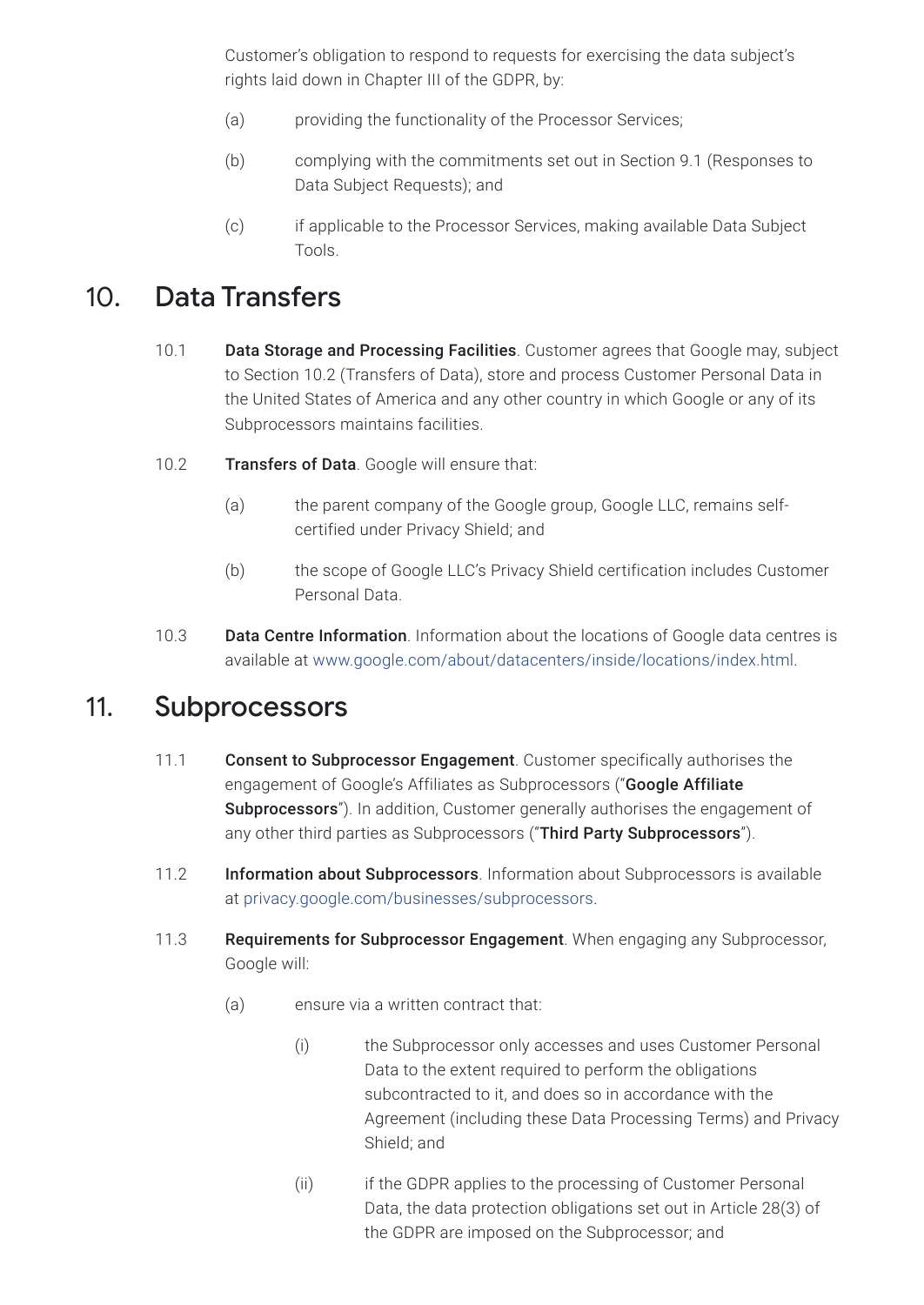Customer's obligation to respond to requests for exercising the data subject's rights laid down in Chapter III of the GDPR, by:

(a) providing the functionality of the Processor Services;

(b) complying with the commitments set out in Section 9.1 (Responses to Data Subject Requests); and

(c) if applicable to the Processor Services, making available Data Subject Tools.

## 10. Data Transfers

10.1 **Data Storage and Processing Facilities**. Customer agrees that Google may, subject to Section 10.2 (Transfers of Data), store and process Customer Personal Data in the United States of America and any other country in which Google or any of its Subprocessors maintains facilities.

10.2 **Transfers of Data**. Google will ensure that:

(a) the parent company of the Google group, Google LLC, remains self-certified under Privacy Shield; and

(b) the scope of Google LLC's Privacy Shield certification includes Customer Personal Data.

10.3 **Data Centre Information**. Information about the locations of Google data centres is available at www.google.com/about/datacenters/inside/locations/index.html.

## 11. Subprocessors

11.1 **Consent to Subprocessor Engagement**. Customer specifically authorises the engagement of Google's Affiliates as Subprocessors ("**Google Affiliate Subprocessors**"). In addition, Customer generally authorises the engagement of any other third parties as Subprocessors ("**Third Party Subprocessors**").

11.2 **Information about Subprocessors**. Information about Subprocessors is available at privacy.google.com/businesses/subprocessors.

11.3 **Requirements for Subprocessor Engagement**. When engaging any Subprocessor, Google will:

(a) ensure via a written contract that:

(i) the Subprocessor only accesses and uses Customer Personal Data to the extent required to perform the obligations subcontracted to it, and does so in accordance with the Agreement (including these Data Processing Terms) and Privacy Shield; and

(ii) if the GDPR applies to the processing of Customer Personal Data, the data protection obligations set out in Article 28(3) of the GDPR are imposed on the Subprocessor; and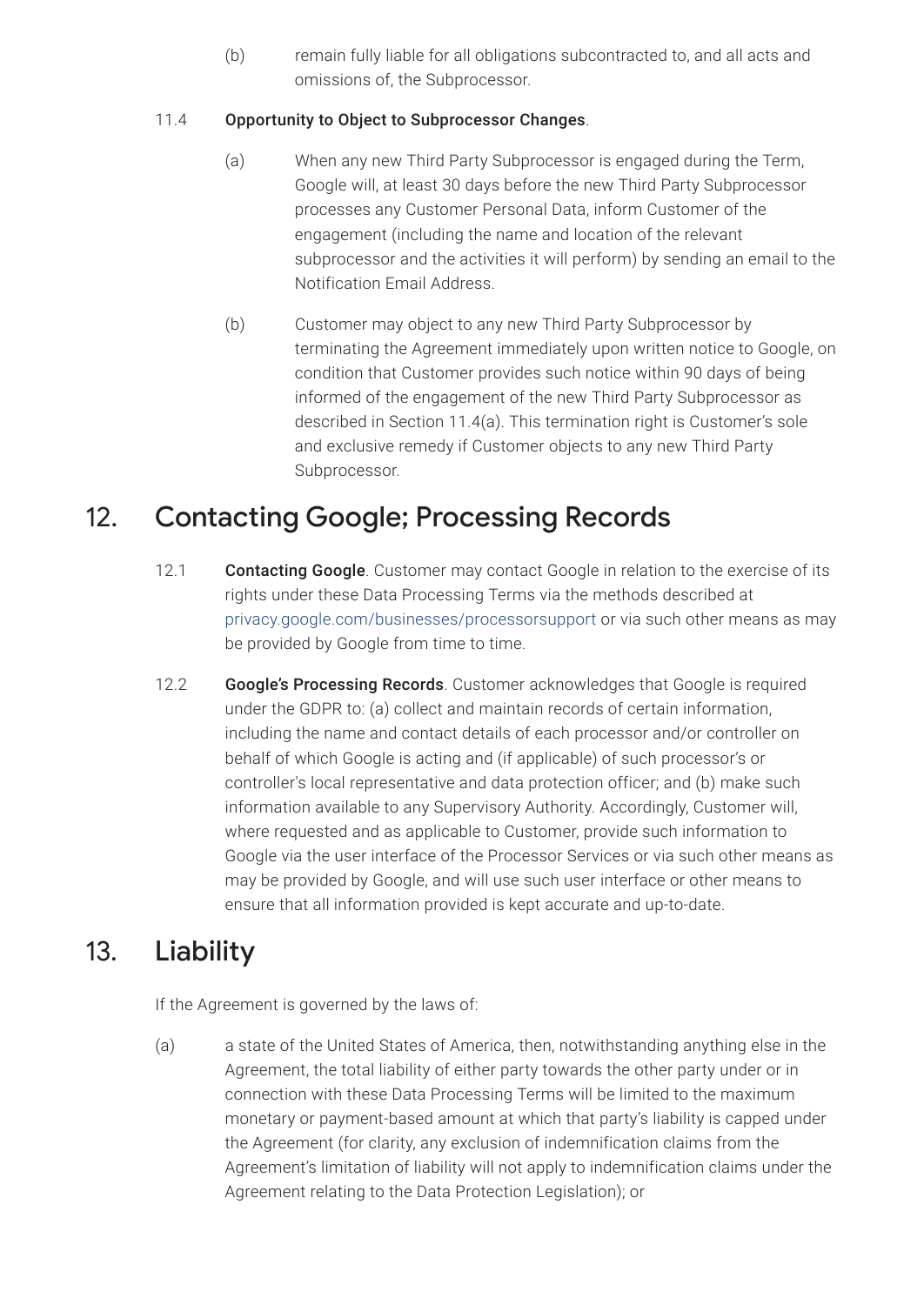(b) remain fully liable for all obligations subcontracted to, and all acts and omissions of, the Subprocessor.

11.4 **Opportunity to Object to Subprocessor Changes**.

(a) When any new Third Party Subprocessor is engaged during the Term, Google will, at least 30 days before the new Third Party Subprocessor processes any Customer Personal Data, inform Customer of the engagement (including the name and location of the relevant subprocessor and the activities it will perform) by sending an email to the Notification Email Address.

(b) Customer may object to any new Third Party Subprocessor by terminating the Agreement immediately upon written notice to Google, on condition that Customer provides such notice within 90 days of being informed of the engagement of the new Third Party Subprocessor as described in Section 11.4(a). This termination right is Customer's sole and exclusive remedy if Customer objects to any new Third Party Subprocessor.

## 12. Contacting Google; Processing Records

12.1 **Contacting Google**. Customer may contact Google in relation to the exercise of its rights under these Data Processing Terms via the methods described at privacy.google.com/businesses/processorsupport or via such other means as may be provided by Google from time to time.

12.2 **Google's Processing Records**. Customer acknowledges that Google is required under the GDPR to: (a) collect and maintain records of certain information, including the name and contact details of each processor and/or controller on behalf of which Google is acting and (if applicable) of such processor's or controller's local representative and data protection officer; and (b) make such information available to any Supervisory Authority. Accordingly, Customer will, where requested and as applicable to Customer, provide such information to Google via the user interface of the Processor Services or via such other means as may be provided by Google, and will use such user interface or other means to ensure that all information provided is kept accurate and up-to-date.

## 13. Liability

If the Agreement is governed by the laws of:

(a) a state of the United States of America, then, notwithstanding anything else in the Agreement, the total liability of either party towards the other party under or in connection with these Data Processing Terms will be limited to the maximum monetary or payment-based amount at which that party's liability is capped under the Agreement (for clarity, any exclusion of indemnification claims from the Agreement's limitation of liability will not apply to indemnification claims under the Agreement relating to the Data Protection Legislation); or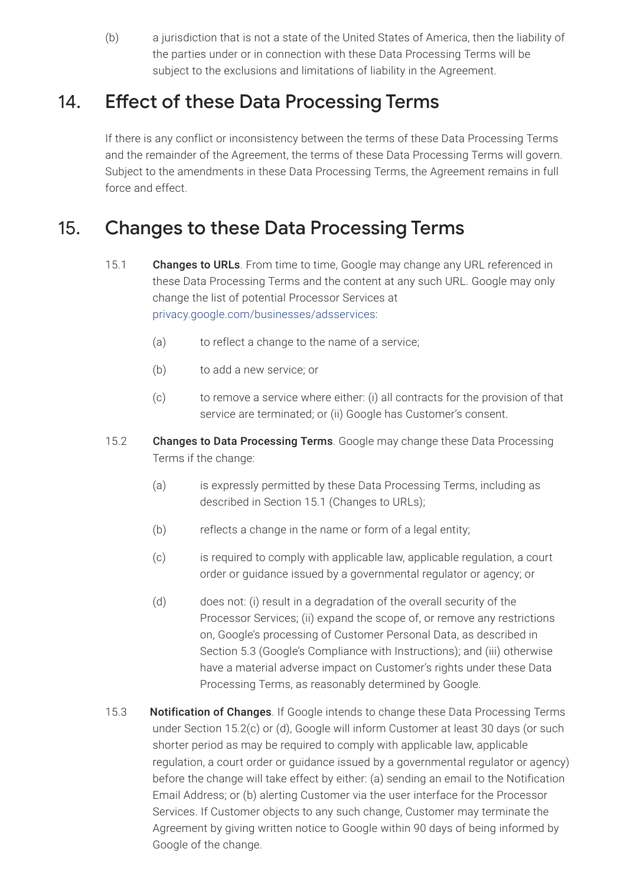(b) a jurisdiction that is not a state of the United States of America, then the liability of the parties under or in connection with these Data Processing Terms will be subject to the exclusions and limitations of liability in the Agreement.

## 14. Effect of these Data Processing Terms

If there is any conflict or inconsistency between the terms of these Data Processing Terms and the remainder of the Agreement, the terms of these Data Processing Terms will govern. Subject to the amendments in these Data Processing Terms, the Agreement remains in full force and effect.

## 15. Changes to these Data Processing Terms

15.1 **Changes to URLs**. From time to time, Google may change any URL referenced in these Data Processing Terms and the content at any such URL. Google may only change the list of potential Processor Services at privacy.google.com/businesses/adsservices:

(a) to reflect a change to the name of a service;

(b) to add a new service; or

(c) to remove a service where either: (i) all contracts for the provision of that service are terminated; or (ii) Google has Customer's consent.

15.2 **Changes to Data Processing Terms**. Google may change these Data Processing Terms if the change:

(a) is expressly permitted by these Data Processing Terms, including as described in Section 15.1 (Changes to URLs);

(b) reflects a change in the name or form of a legal entity;

(c) is required to comply with applicable law, applicable regulation, a court order or guidance issued by a governmental regulator or agency; or

(d) does not: (i) result in a degradation of the overall security of the Processor Services; (ii) expand the scope of, or remove any restrictions on, Google's processing of Customer Personal Data, as described in Section 5.3 (Google's Compliance with Instructions); and (iii) otherwise have a material adverse impact on Customer's rights under these Data Processing Terms, as reasonably determined by Google.

15.3 **Notification of Changes**. If Google intends to change these Data Processing Terms under Section 15.2(c) or (d), Google will inform Customer at least 30 days (or such shorter period as may be required to comply with applicable law, applicable regulation, a court order or guidance issued by a governmental regulator or agency) before the change will take effect by either: (a) sending an email to the Notification Email Address; or (b) alerting Customer via the user interface for the Processor Services. If Customer objects to any such change, Customer may terminate the Agreement by giving written notice to Google within 90 days of being informed by Google of the change.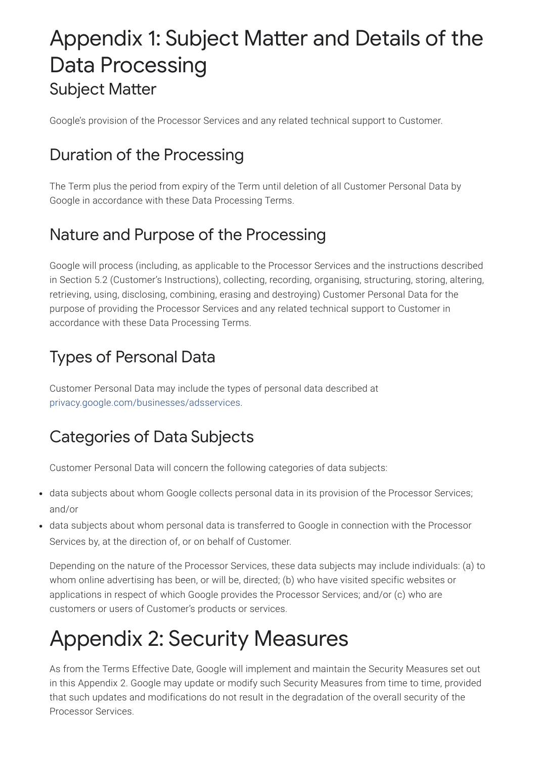# Appendix 1: Subject Matter and Details of the Data Processing

## Subject Matter

Google's provision of the Processor Services and any related technical support to Customer.

## Duration of the Processing

The Term plus the period from expiry of the Term until deletion of all Customer Personal Data by Google in accordance with these Data Processing Terms.

## Nature and Purpose of the Processing

Google will process (including, as applicable to the Processor Services and the instructions described in Section 5.2 (Customer's Instructions), collecting, recording, organising, structuring, storing, altering, retrieving, using, disclosing, combining, erasing and destroying) Customer Personal Data for the purpose of providing the Processor Services and any related technical support to Customer in accordance with these Data Processing Terms.

## Types of Personal Data

Customer Personal Data may include the types of personal data described at privacy.google.com/businesses/adsservices.

## Categories of Data Subjects

Customer Personal Data will concern the following categories of data subjects:

- data subjects about whom Google collects personal data in its provision of the Processor Services; and/or
- data subjects about whom personal data is transferred to Google in connection with the Processor Services by, at the direction of, or on behalf of Customer.

Depending on the nature of the Processor Services, these data subjects may include individuals: (a) to whom online advertising has been, or will be, directed; (b) who have visited specific websites or applications in respect of which Google provides the Processor Services; and/or (c) who are customers or users of Customer's products or services.

# Appendix 2: Security Measures

As from the Terms Effective Date, Google will implement and maintain the Security Measures set out in this Appendix 2. Google may update or modify such Security Measures from time to time, provided that such updates and modifications do not result in the degradation of the overall security of the Processor Services.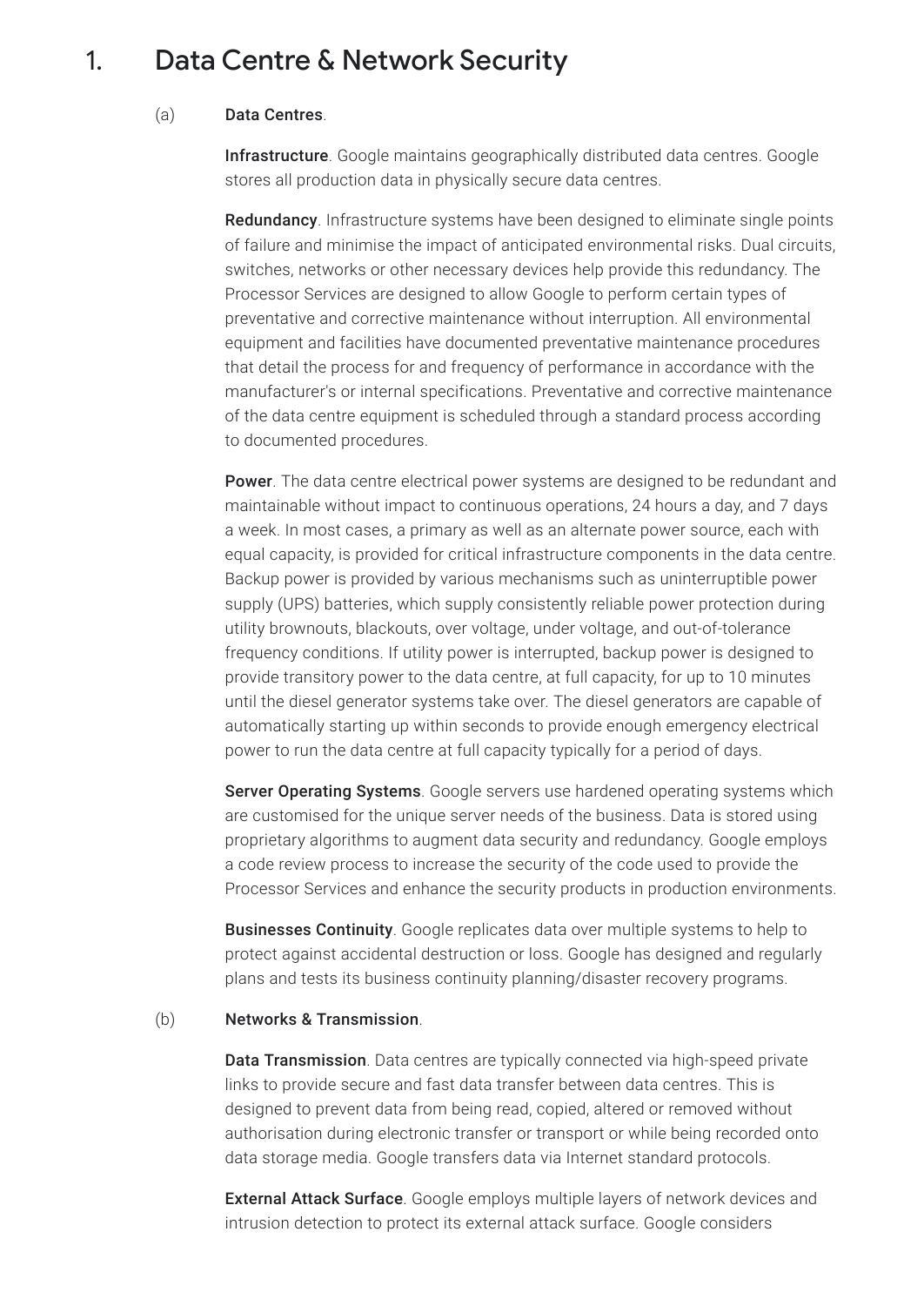# 1. Data Centre & Network Security

(a) **Data Centres**.

**Infrastructure**. Google maintains geographically distributed data centres. Google stores all production data in physically secure data centres.

**Redundancy**. Infrastructure systems have been designed to eliminate single points of failure and minimise the impact of anticipated environmental risks. Dual circuits, switches, networks or other necessary devices help provide this redundancy. The Processor Services are designed to allow Google to perform certain types of preventative and corrective maintenance without interruption. All environmental equipment and facilities have documented preventative maintenance procedures that detail the process for and frequency of performance in accordance with the manufacturer's or internal specifications. Preventative and corrective maintenance of the data centre equipment is scheduled through a standard process according to documented procedures.

**Power**. The data centre electrical power systems are designed to be redundant and maintainable without impact to continuous operations, 24 hours a day, and 7 days a week. In most cases, a primary as well as an alternate power source, each with equal capacity, is provided for critical infrastructure components in the data centre. Backup power is provided by various mechanisms such as uninterruptible power supply (UPS) batteries, which supply consistently reliable power protection during utility brownouts, blackouts, over voltage, under voltage, and out-of-tolerance frequency conditions. If utility power is interrupted, backup power is designed to provide transitory power to the data centre, at full capacity, for up to 10 minutes until the diesel generator systems take over. The diesel generators are capable of automatically starting up within seconds to provide enough emergency electrical power to run the data centre at full capacity typically for a period of days.

**Server Operating Systems**. Google servers use hardened operating systems which are customised for the unique server needs of the business. Data is stored using proprietary algorithms to augment data security and redundancy. Google employs a code review process to increase the security of the code used to provide the Processor Services and enhance the security products in production environments.

**Businesses Continuity**. Google replicates data over multiple systems to help to protect against accidental destruction or loss. Google has designed and regularly plans and tests its business continuity planning/disaster recovery programs.

(b) **Networks & Transmission**.

**Data Transmission**. Data centres are typically connected via high-speed private links to provide secure and fast data transfer between data centres. This is designed to prevent data from being read, copied, altered or removed without authorisation during electronic transfer or transport or while being recorded onto data storage media. Google transfers data via Internet standard protocols.

**External Attack Surface**. Google employs multiple layers of network devices and intrusion detection to protect its external attack surface. Google considers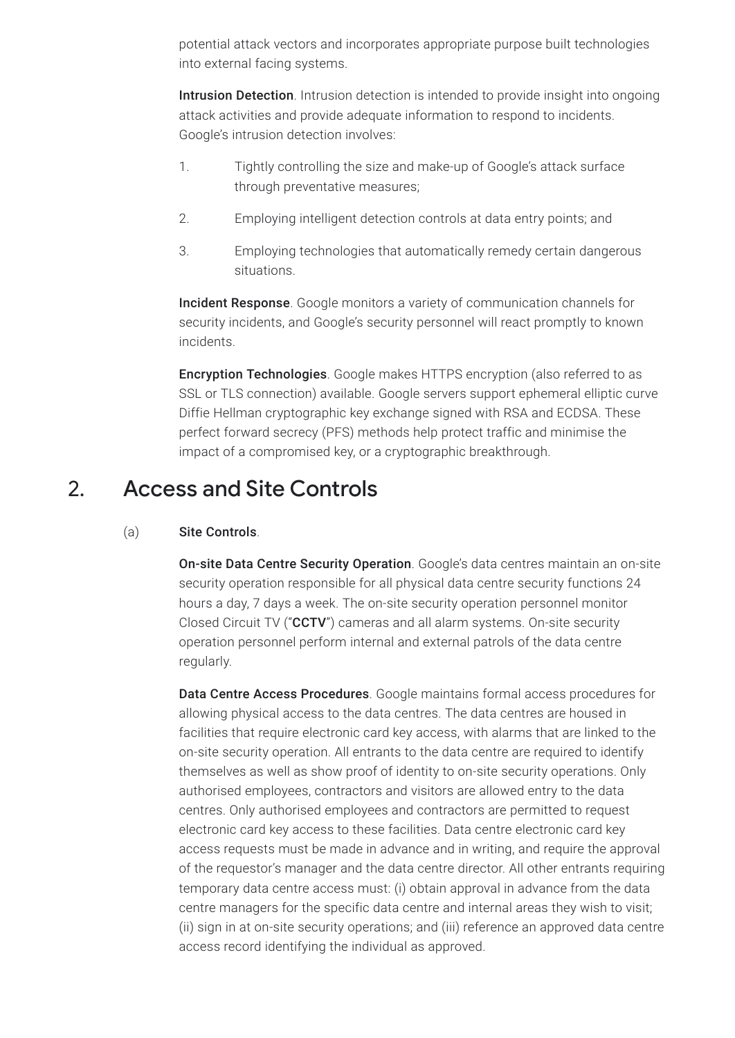potential attack vectors and incorporates appropriate purpose built technologies into external facing systems.

**Intrusion Detection**. Intrusion detection is intended to provide insight into ongoing attack activities and provide adequate information to respond to incidents. Google's intrusion detection involves:

1. Tightly controlling the size and make-up of Google's attack surface through preventative measures;
2. Employing intelligent detection controls at data entry points; and
3. Employing technologies that automatically remedy certain dangerous situations.

**Incident Response**. Google monitors a variety of communication channels for security incidents, and Google's security personnel will react promptly to known incidents.

**Encryption Technologies**. Google makes HTTPS encryption (also referred to as SSL or TLS connection) available. Google servers support ephemeral elliptic curve Diffie Hellman cryptographic key exchange signed with RSA and ECDSA. These perfect forward secrecy (PFS) methods help protect traffic and minimise the impact of a compromised key, or a cryptographic breakthrough.

## 2. Access and Site Controls

(a) **Site Controls**.

**On-site Data Centre Security Operation**. Google's data centres maintain an on-site security operation responsible for all physical data centre security functions 24 hours a day, 7 days a week. The on-site security operation personnel monitor Closed Circuit TV ("**CCTV**") cameras and all alarm systems. On-site security operation personnel perform internal and external patrols of the data centre regularly.

**Data Centre Access Procedures**. Google maintains formal access procedures for allowing physical access to the data centres. The data centres are housed in facilities that require electronic card key access, with alarms that are linked to the on-site security operation. All entrants to the data centre are required to identify themselves as well as show proof of identity to on-site security operations. Only authorised employees, contractors and visitors are allowed entry to the data centres. Only authorised employees and contractors are permitted to request electronic card key access to these facilities. Data centre electronic card key access requests must be made in advance and in writing, and require the approval of the requestor's manager and the data centre director. All other entrants requiring temporary data centre access must: (i) obtain approval in advance from the data centre managers for the specific data centre and internal areas they wish to visit; (ii) sign in at on-site security operations; and (iii) reference an approved data centre access record identifying the individual as approved.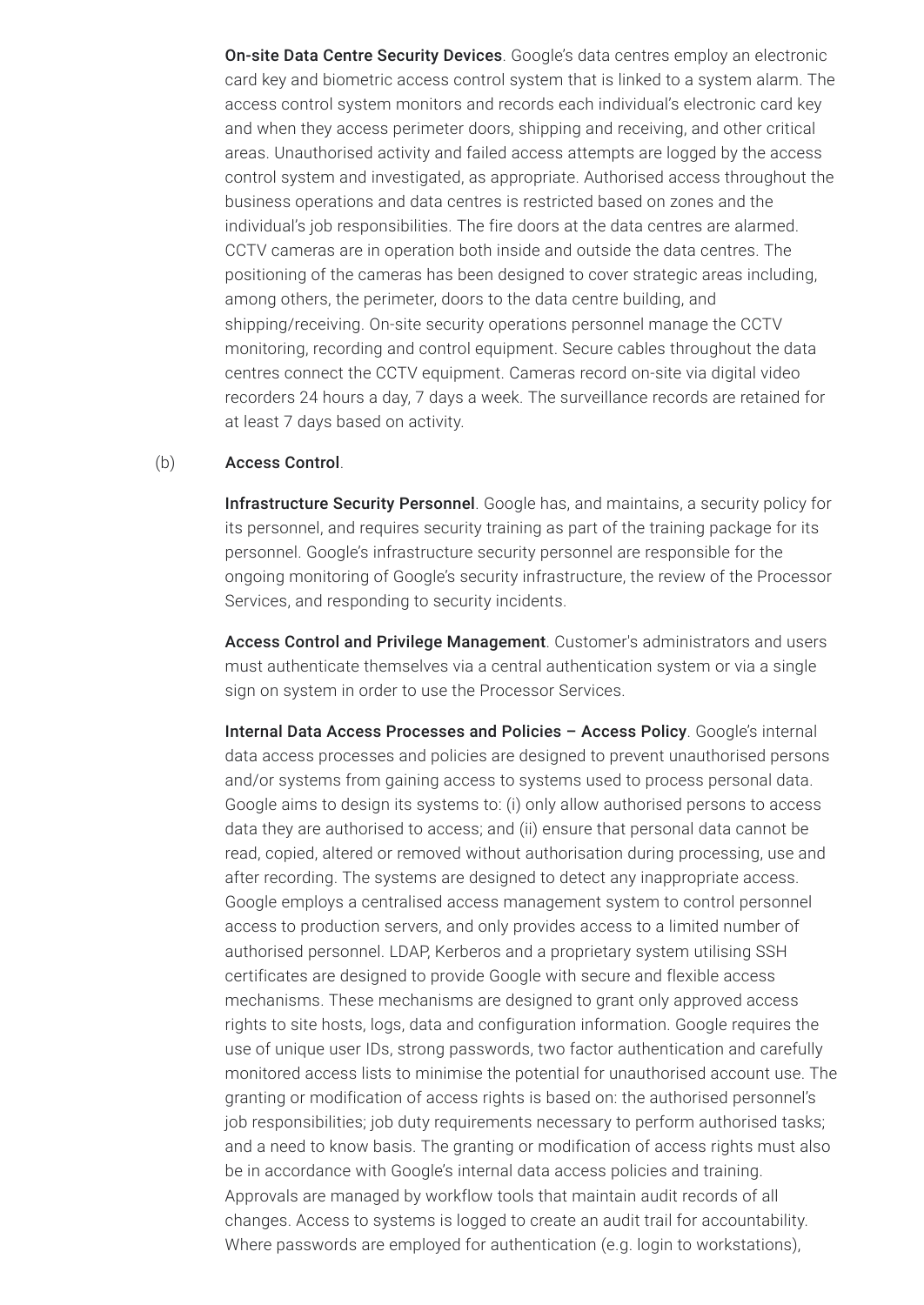**On-site Data Centre Security Devices**. Google's data centres employ an electronic card key and biometric access control system that is linked to a system alarm. The access control system monitors and records each individual's electronic card key and when they access perimeter doors, shipping and receiving, and other critical areas. Unauthorised activity and failed access attempts are logged by the access control system and investigated, as appropriate. Authorised access throughout the business operations and data centres is restricted based on zones and the individual's job responsibilities. The fire doors at the data centres are alarmed. CCTV cameras are in operation both inside and outside the data centres. The positioning of the cameras has been designed to cover strategic areas including, among others, the perimeter, doors to the data centre building, and shipping/receiving. On-site security operations personnel manage the CCTV monitoring, recording and control equipment. Secure cables throughout the data centres connect the CCTV equipment. Cameras record on-site via digital video recorders 24 hours a day, 7 days a week. The surveillance records are retained for at least 7 days based on activity.

(b) **Access Control**.

**Infrastructure Security Personnel**. Google has, and maintains, a security policy for its personnel, and requires security training as part of the training package for its personnel. Google's infrastructure security personnel are responsible for the ongoing monitoring of Google's security infrastructure, the review of the Processor Services, and responding to security incidents.

**Access Control and Privilege Management**. Customer's administrators and users must authenticate themselves via a central authentication system or via a single sign on system in order to use the Processor Services.

**Internal Data Access Processes and Policies – Access Policy**. Google's internal data access processes and policies are designed to prevent unauthorised persons and/or systems from gaining access to systems used to process personal data. Google aims to design its systems to: (i) only allow authorised persons to access data they are authorised to access; and (ii) ensure that personal data cannot be read, copied, altered or removed without authorisation during processing, use and after recording. The systems are designed to detect any inappropriate access. Google employs a centralised access management system to control personnel access to production servers, and only provides access to a limited number of authorised personnel. LDAP, Kerberos and a proprietary system utilising SSH certificates are designed to provide Google with secure and flexible access mechanisms. These mechanisms are designed to grant only approved access rights to site hosts, logs, data and configuration information. Google requires the use of unique user IDs, strong passwords, two factor authentication and carefully monitored access lists to minimise the potential for unauthorised account use. The granting or modification of access rights is based on: the authorised personnel's job responsibilities; job duty requirements necessary to perform authorised tasks; and a need to know basis. The granting or modification of access rights must also be in accordance with Google's internal data access policies and training. Approvals are managed by workflow tools that maintain audit records of all changes. Access to systems is logged to create an audit trail for accountability. Where passwords are employed for authentication (e.g. login to workstations),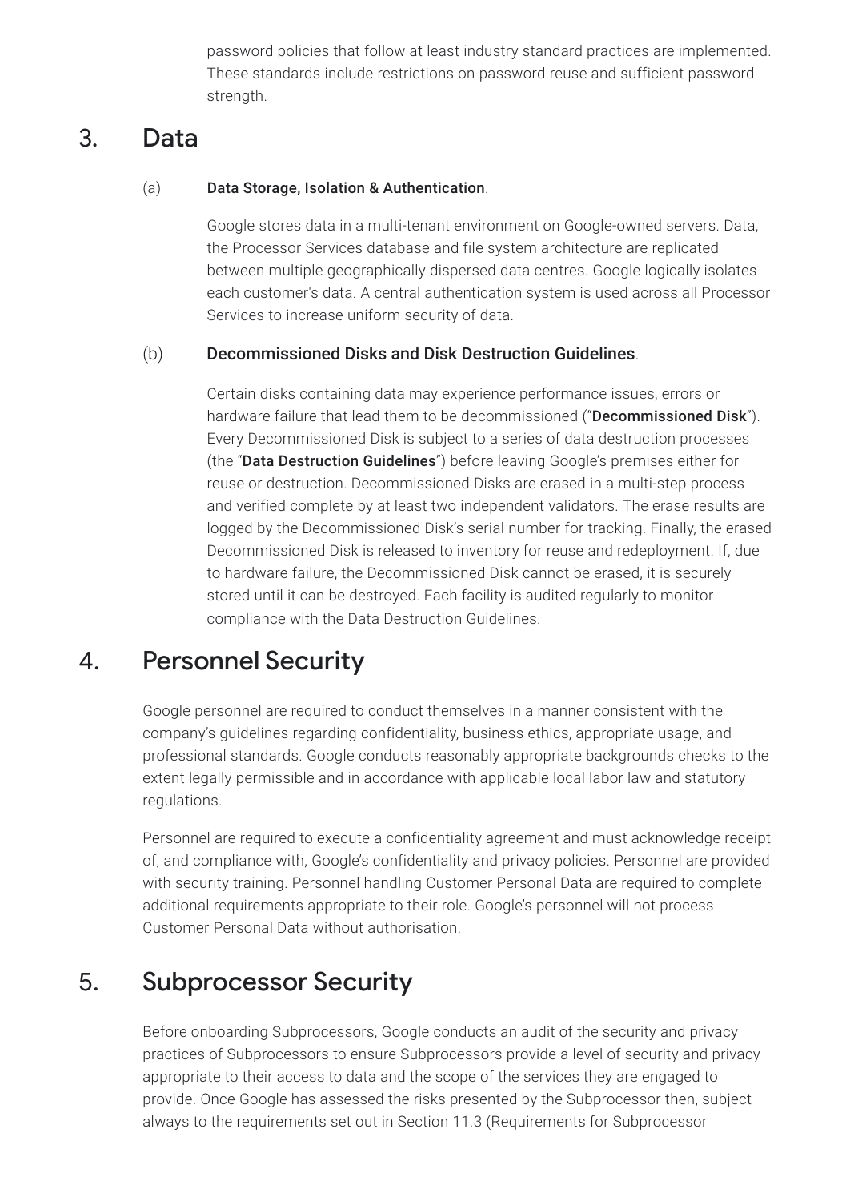password policies that follow at least industry standard practices are implemented. These standards include restrictions on password reuse and sufficient password strength.

## 3. Data

### (a) Data Storage, Isolation & Authentication.

Google stores data in a multi-tenant environment on Google-owned servers. Data, the Processor Services database and file system architecture are replicated between multiple geographically dispersed data centres. Google logically isolates each customer's data. A central authentication system is used across all Processor Services to increase uniform security of data.

### (b) Decommissioned Disks and Disk Destruction Guidelines.

Certain disks containing data may experience performance issues, errors or hardware failure that lead them to be decommissioned ("**Decommissioned Disk**"). Every Decommissioned Disk is subject to a series of data destruction processes (the "**Data Destruction Guidelines**") before leaving Google's premises either for reuse or destruction. Decommissioned Disks are erased in a multi-step process and verified complete by at least two independent validators. The erase results are logged by the Decommissioned Disk's serial number for tracking. Finally, the erased Decommissioned Disk is released to inventory for reuse and redeployment. If, due to hardware failure, the Decommissioned Disk cannot be erased, it is securely stored until it can be destroyed. Each facility is audited regularly to monitor compliance with the Data Destruction Guidelines.

## 4. Personnel Security

Google personnel are required to conduct themselves in a manner consistent with the company's guidelines regarding confidentiality, business ethics, appropriate usage, and professional standards. Google conducts reasonably appropriate backgrounds checks to the extent legally permissible and in accordance with applicable local labor law and statutory regulations.

Personnel are required to execute a confidentiality agreement and must acknowledge receipt of, and compliance with, Google's confidentiality and privacy policies. Personnel are provided with security training. Personnel handling Customer Personal Data are required to complete additional requirements appropriate to their role. Google's personnel will not process Customer Personal Data without authorisation.

## 5. Subprocessor Security

Before onboarding Subprocessors, Google conducts an audit of the security and privacy practices of Subprocessors to ensure Subprocessors provide a level of security and privacy appropriate to their access to data and the scope of the services they are engaged to provide. Once Google has assessed the risks presented by the Subprocessor then, subject always to the requirements set out in Section 11.3 (Requirements for Subprocessor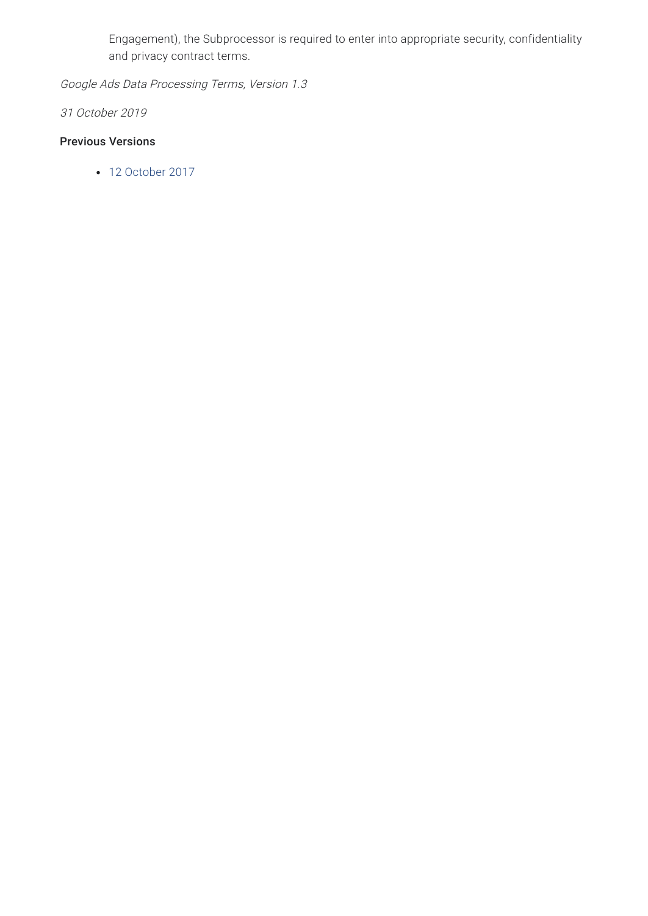Engagement), the Subprocessor is required to enter into appropriate security, confidentiality and privacy contract terms.

*Google Ads Data Processing Terms, Version 1.3*

*31 October 2019*

**Previous Versions**

- 12 October 2017